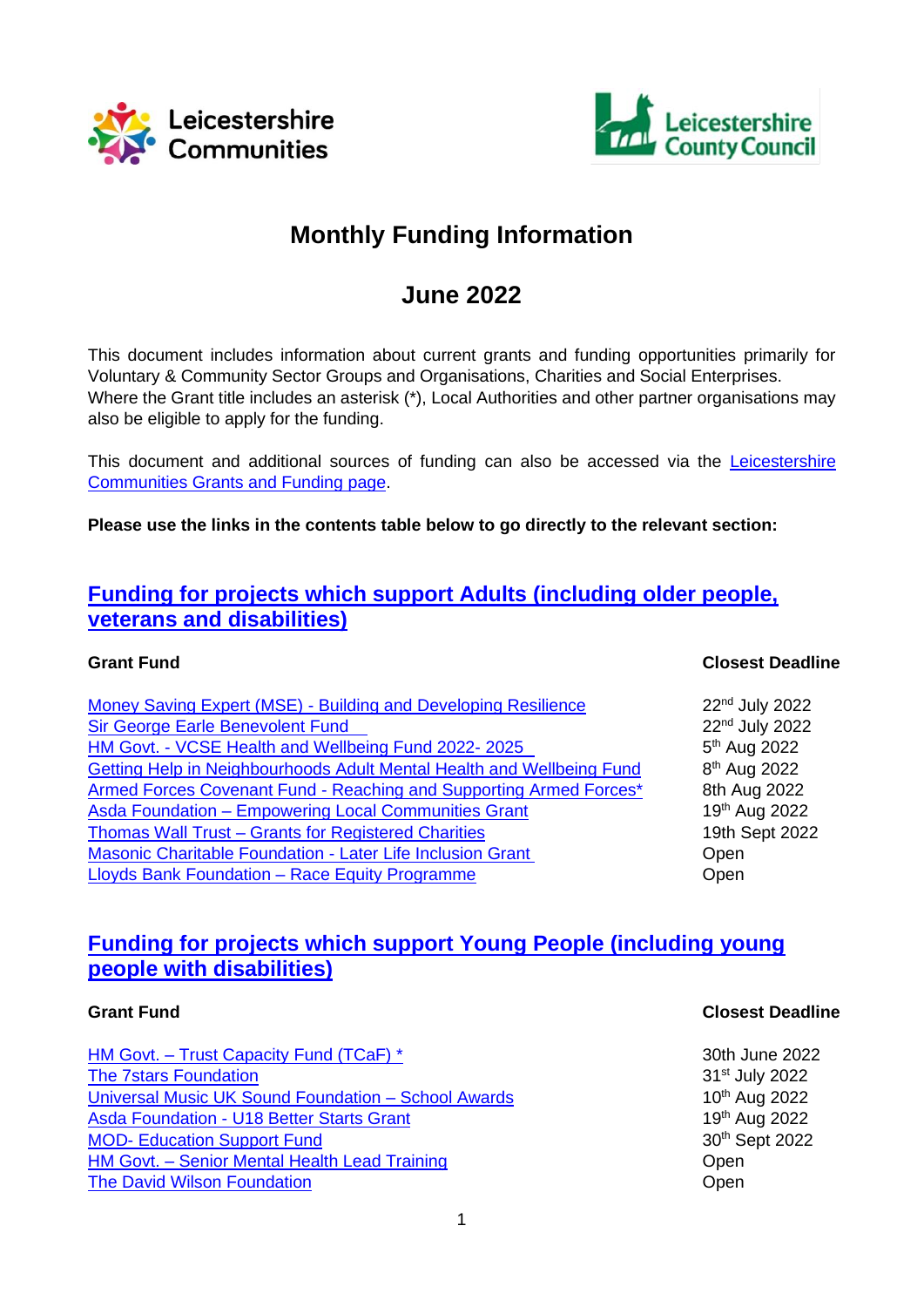# Monthly Funding Information

## June 2022

This document includes information about current grants and funding opportunities primarily for Voluntary & Community Sector Groups and Organisations, Charities and Social Enterprises. Where the Grant title includes an asterisk (*), Local Authorities and other partner organisations may also be eligible to apply for the funding.

This document and additional sources of funding can also be accessed via the Leicestershire Communities Grants and Funding page.

**Please use the links in the contents table below to go directly to the relevant section:**

## Funding for projects which support Adults (including older people, veterans and disabilities)

| Grant Fund | Closest Deadline |
| --- | --- |
| Money Saving Expert (MSE) - Building and Developing Resilience | 22nd July 2022 |
| Sir George Earle Benevolent Fund | 22nd July 2022 |
| HM Govt. - VCSE Health and Wellbeing Fund 2022- 2025 | 5th Aug 2022 |
| Getting Help in Neighbourhoods Adult Mental Health and Wellbeing Fund | 8th Aug 2022 |
| Armed Forces Covenant Fund - Reaching and Supporting Armed Forces* | 8th Aug 2022 |
| Asda Foundation – Empowering Local Communities Grant | 19th Aug 2022 |
| Thomas Wall Trust – Grants for Registered Charities | 19th Sept 2022 |
| Masonic Charitable Foundation - Later Life Inclusion Grant | Open |
| Lloyds Bank Foundation – Race Equity Programme | Open |

## Funding for projects which support Young People (including young people with disabilities)

| Grant Fund | Closest Deadline |
| --- | --- |
| HM Govt. – Trust Capacity Fund (TCaF) * | 30th June 2022 |
| The 7stars Foundation | 31st July 2022 |
| Universal Music UK Sound Foundation – School Awards | 10th Aug 2022 |
| Asda Foundation - U18 Better Starts Grant | 19th Aug 2022 |
| MOD- Education Support Fund | 30th Sept 2022 |
| HM Govt. – Senior Mental Health Lead Training | Open |
| The David Wilson Foundation | Open |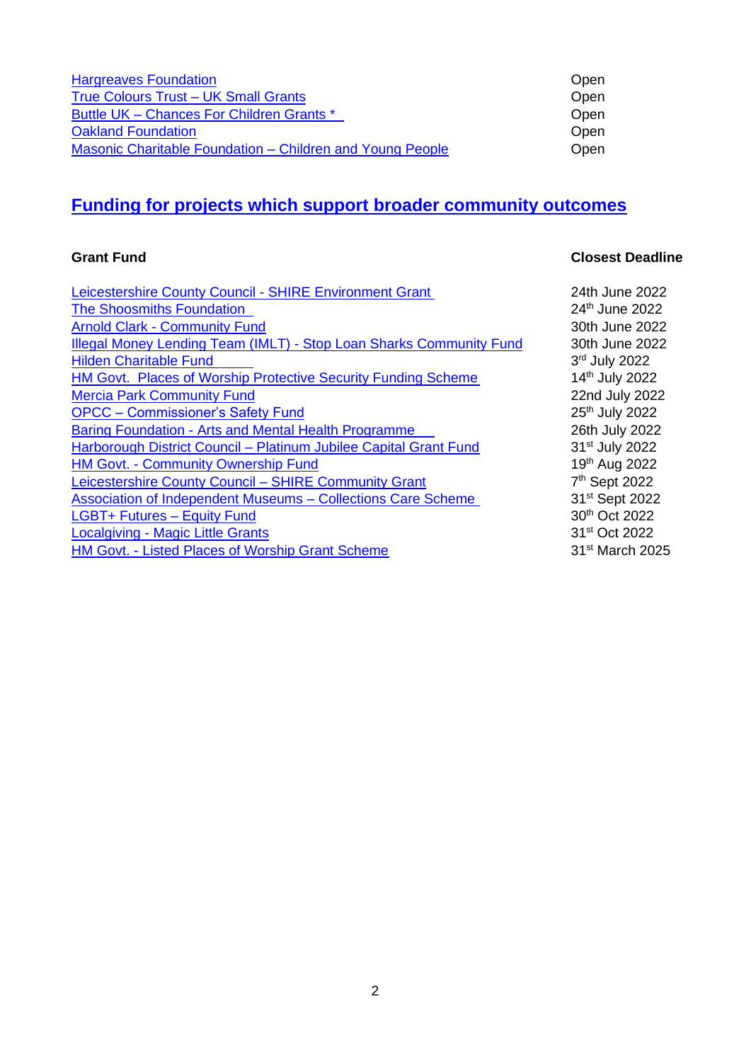| | |
|---|---|
| Hargreaves Foundation | Open |
| True Colours Trust – UK Small Grants | Open |
| Buttle UK – Chances For Children Grants * | Open |
| Oakland Foundation | Open |
| Masonic Charitable Foundation – Children and Young People | Open |

## Funding for projects which support broader community outcomes

| Grant Fund | Closest Deadline |
|---|---|
| Leicestershire County Council - SHIRE Environment Grant | 24th June 2022 |
| The Shoosmiths Foundation | 24th June 2022 |
| Arnold Clark - Community Fund | 30th June 2022 |
| Illegal Money Lending Team (IMLT) - Stop Loan Sharks Community Fund | 30th June 2022 |
| Hilden Charitable Fund | 3rd July 2022 |
| HM Govt. Places of Worship Protective Security Funding Scheme | 14th July 2022 |
| Mercia Park Community Fund | 22nd July 2022 |
| OPCC – Commissioner's Safety Fund | 25th July 2022 |
| Baring Foundation - Arts and Mental Health Programme | 26th July 2022 |
| Harborough District Council – Platinum Jubilee Capital Grant Fund | 31st July 2022 |
| HM Govt. - Community Ownership Fund | 19th Aug 2022 |
| Leicestershire County Council – SHIRE Community Grant | 7th Sept 2022 |
| Association of Independent Museums – Collections Care Scheme | 31st Sept 2022 |
| LGBT+ Futures – Equity Fund | 30th Oct 2022 |
| Localgiving - Magic Little Grants | 31st Oct 2022 |
| HM Govt. - Listed Places of Worship Grant Scheme | 31st March 2025 |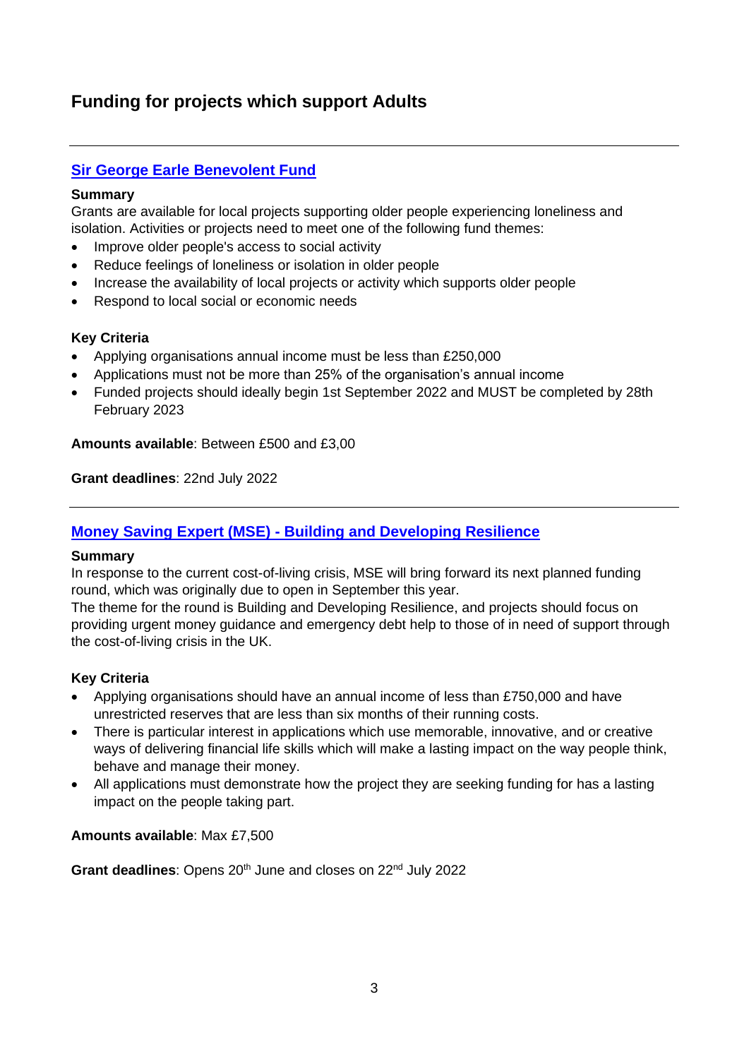# Funding for projects which support Adults

---

## Sir George Earle Benevolent Fund

**Summary**
Grants are available for local projects supporting older people experiencing loneliness and isolation. Activities or projects need to meet one of the following fund themes:

- Improve older people's access to social activity
- Reduce feelings of loneliness or isolation in older people
- Increase the availability of local projects or activity which supports older people
- Respond to local social or economic needs

**Key Criteria**

- Applying organisations annual income must be less than £250,000
- Applications must not be more than 25% of the organisation's annual income
- Funded projects should ideally begin 1st September 2022 and MUST be completed by 28th February 2023

**Amounts available**: Between £500 and £3,00

**Grant deadlines**: 22nd July 2022

---

## Money Saving Expert (MSE) - Building and Developing Resilience

**Summary**
In response to the current cost-of-living crisis, MSE will bring forward its next planned funding round, which was originally due to open in September this year.
The theme for the round is Building and Developing Resilience, and projects should focus on providing urgent money guidance and emergency debt help to those of in need of support through the cost-of-living crisis in the UK.

**Key Criteria**

- Applying organisations should have an annual income of less than £750,000 and have unrestricted reserves that are less than six months of their running costs.
- There is particular interest in applications which use memorable, innovative, and or creative ways of delivering financial life skills which will make a lasting impact on the way people think, behave and manage their money.
- All applications must demonstrate how the project they are seeking funding for has a lasting impact on the people taking part.

**Amounts available**: Max £7,500

**Grant deadlines**: Opens 20th June and closes on 22nd July 2022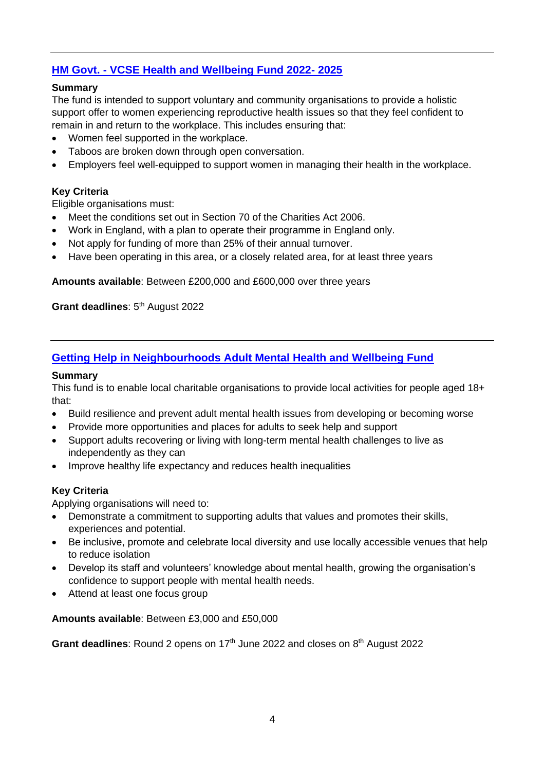## HM Govt. - VCSE Health and Wellbeing Fund 2022- 2025

**Summary**
The fund is intended to support voluntary and community organisations to provide a holistic support offer to women experiencing reproductive health issues so that they feel confident to remain in and return to the workplace. This includes ensuring that:

- Women feel supported in the workplace.
- Taboos are broken down through open conversation.
- Employers feel well-equipped to support women in managing their health in the workplace.

**Key Criteria**
Eligible organisations must:

- Meet the conditions set out in Section 70 of the Charities Act 2006.
- Work in England, with a plan to operate their programme in England only.
- Not apply for funding of more than 25% of their annual turnover.
- Have been operating in this area, or a closely related area, for at least three years

**Amounts available**: Between £200,000 and £600,000 over three years

**Grant deadlines**: 5th August 2022

## Getting Help in Neighbourhoods Adult Mental Health and Wellbeing Fund

**Summary**
This fund is to enable local charitable organisations to provide local activities for people aged 18+ that:

- Build resilience and prevent adult mental health issues from developing or becoming worse
- Provide more opportunities and places for adults to seek help and support
- Support adults recovering or living with long-term mental health challenges to live as independently as they can
- Improve healthy life expectancy and reduces health inequalities

**Key Criteria**
Applying organisations will need to:

- Demonstrate a commitment to supporting adults that values and promotes their skills, experiences and potential.
- Be inclusive, promote and celebrate local diversity and use locally accessible venues that help to reduce isolation
- Develop its staff and volunteers' knowledge about mental health, growing the organisation's confidence to support people with mental health needs.
- Attend at least one focus group

**Amounts available**: Between £3,000 and £50,000

**Grant deadlines**: Round 2 opens on 17th June 2022 and closes on 8th August 2022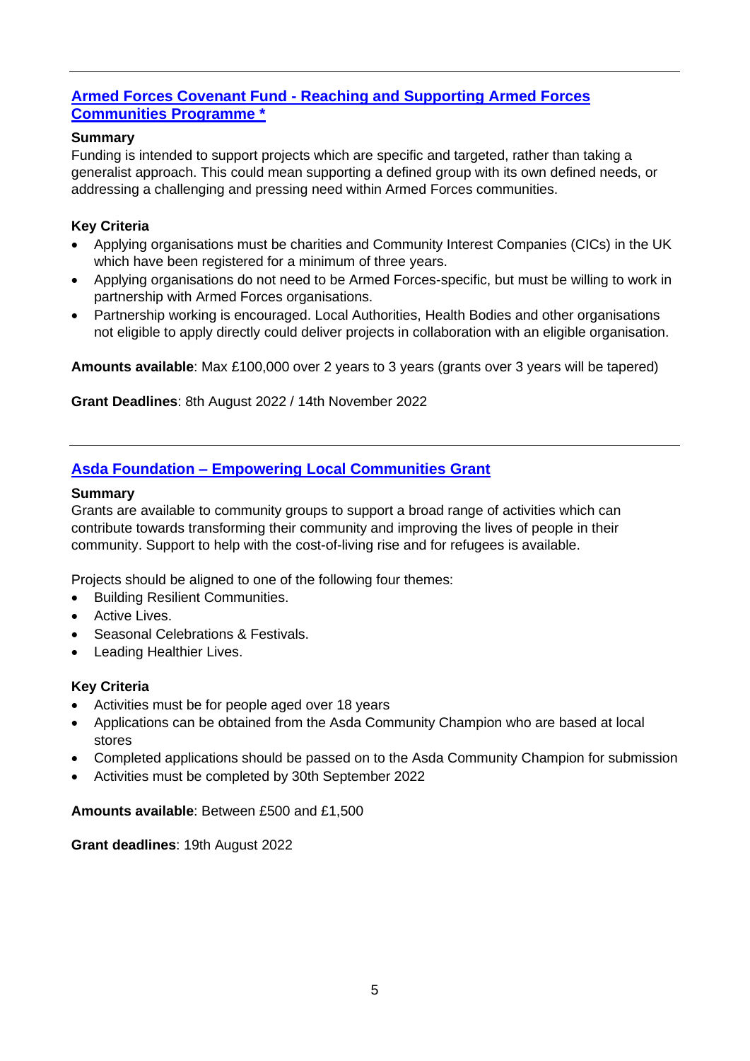---

## [Armed Forces Covenant Fund - Reaching and Supporting Armed Forces Communities Programme *]

**Summary**

Funding is intended to support projects which are specific and targeted, rather than taking a generalist approach. This could mean supporting a defined group with its own defined needs, or addressing a challenging and pressing need within Armed Forces communities.

**Key Criteria**

- Applying organisations must be charities and Community Interest Companies (CICs) in the UK which have been registered for a minimum of three years.
- Applying organisations do not need to be Armed Forces-specific, but must be willing to work in partnership with Armed Forces organisations.
- Partnership working is encouraged. Local Authorities, Health Bodies and other organisations not eligible to apply directly could deliver projects in collaboration with an eligible organisation.

**Amounts available**: Max £100,000 over 2 years to 3 years (grants over 3 years will be tapered)

**Grant Deadlines**: 8th August 2022 / 14th November 2022

---

## [Asda Foundation – Empowering Local Communities Grant]

**Summary**

Grants are available to community groups to support a broad range of activities which can contribute towards transforming their community and improving the lives of people in their community. Support to help with the cost-of-living rise and for refugees is available.

Projects should be aligned to one of the following four themes:

- Building Resilient Communities.
- Active Lives.
- Seasonal Celebrations & Festivals.
- Leading Healthier Lives.

**Key Criteria**

- Activities must be for people aged over 18 years
- Applications can be obtained from the Asda Community Champion who are based at local stores
- Completed applications should be passed on to the Asda Community Champion for submission
- Activities must be completed by 30th September 2022

**Amounts available**: Between £500 and £1,500

**Grant deadlines**: 19th August 2022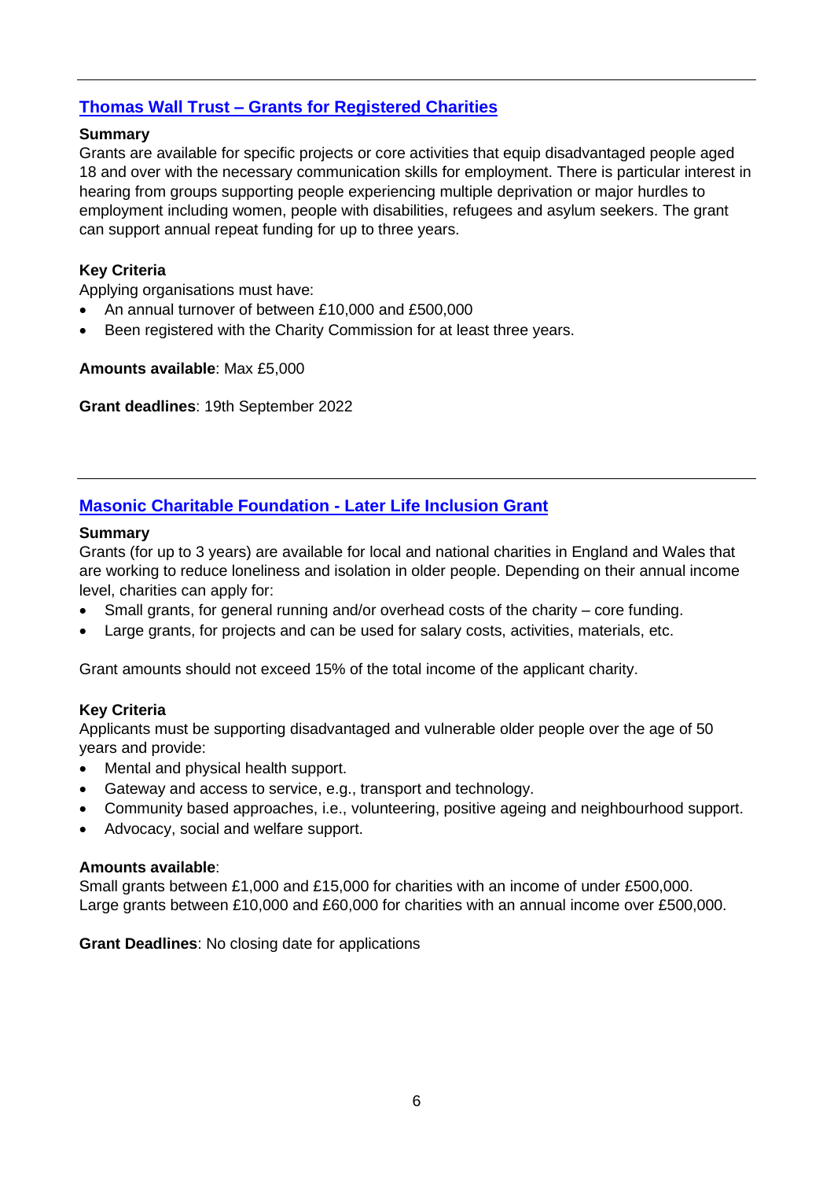---

## [Thomas Wall Trust – Grants for Registered Charities]()

**Summary**
Grants are available for specific projects or core activities that equip disadvantaged people aged 18 and over with the necessary communication skills for employment. There is particular interest in hearing from groups supporting people experiencing multiple deprivation or major hurdles to employment including women, people with disabilities, refugees and asylum seekers. The grant can support annual repeat funding for up to three years.

**Key Criteria**
Applying organisations must have:

- An annual turnover of between £10,000 and £500,000
- Been registered with the Charity Commission for at least three years.

**Amounts available**: Max £5,000

**Grant deadlines**: 19th September 2022

---

## [Masonic Charitable Foundation - Later Life Inclusion Grant]()

**Summary**
Grants (for up to 3 years) are available for local and national charities in England and Wales that are working to reduce loneliness and isolation in older people. Depending on their annual income level, charities can apply for:

- Small grants, for general running and/or overhead costs of the charity – core funding.
- Large grants, for projects and can be used for salary costs, activities, materials, etc.

Grant amounts should not exceed 15% of the total income of the applicant charity.

**Key Criteria**
Applicants must be supporting disadvantaged and vulnerable older people over the age of 50 years and provide:

- Mental and physical health support.
- Gateway and access to service, e.g., transport and technology.
- Community based approaches, i.e., volunteering, positive ageing and neighbourhood support.
- Advocacy, social and welfare support.

**Amounts available**:
Small grants between £1,000 and £15,000 for charities with an income of under £500,000.
Large grants between £10,000 and £60,000 for charities with an annual income over £500,000.

**Grant Deadlines**: No closing date for applications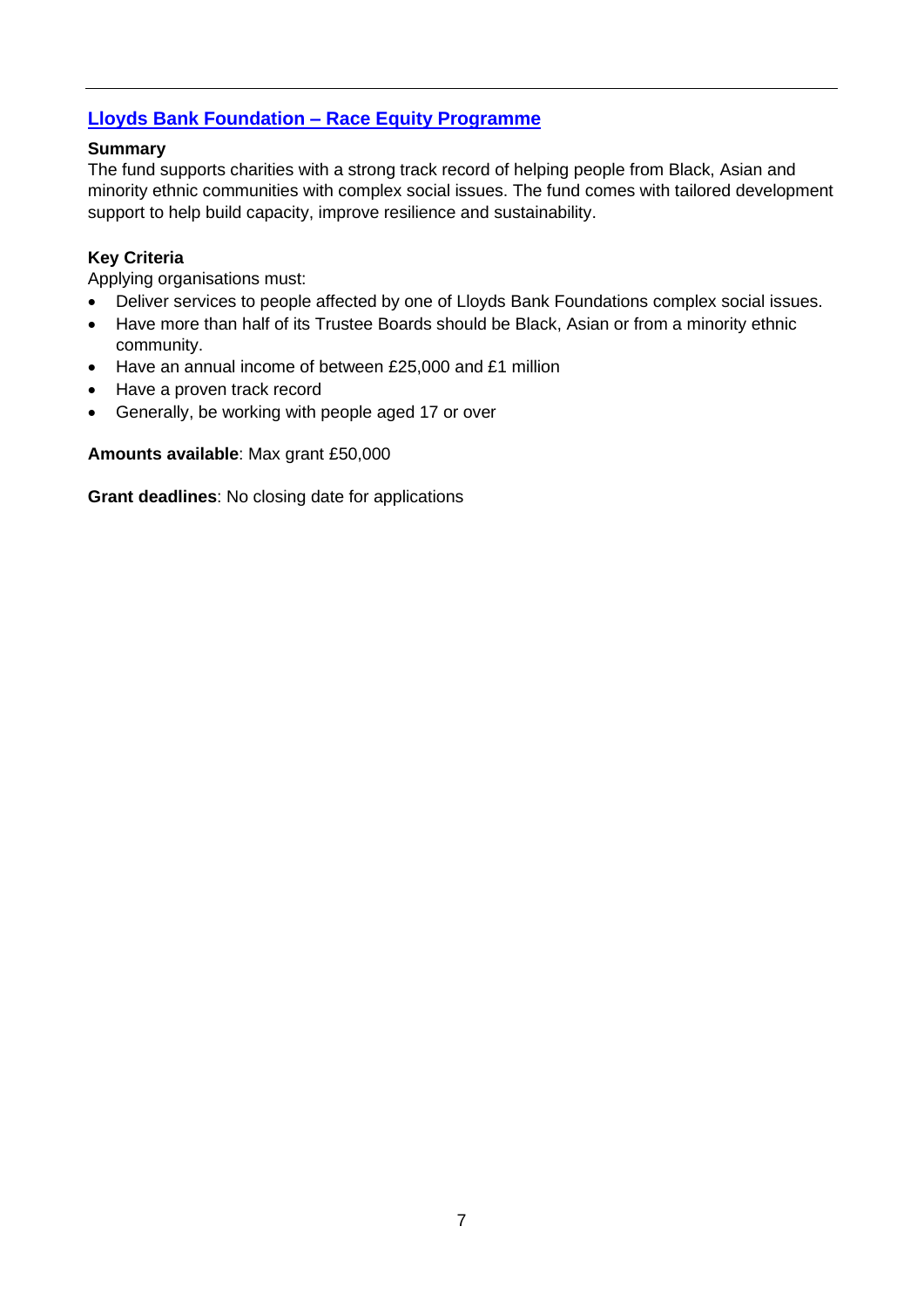## [Lloyds Bank Foundation – Race Equity Programme]

**Summary**

The fund supports charities with a strong track record of helping people from Black, Asian and minority ethnic communities with complex social issues. The fund comes with tailored development support to help build capacity, improve resilience and sustainability.

**Key Criteria**

Applying organisations must:

- Deliver services to people affected by one of Lloyds Bank Foundations complex social issues.
- Have more than half of its Trustee Boards should be Black, Asian or from a minority ethnic community.
- Have an annual income of between £25,000 and £1 million
- Have a proven track record
- Generally, be working with people aged 17 or over

**Amounts available**: Max grant £50,000

**Grant deadlines**: No closing date for applications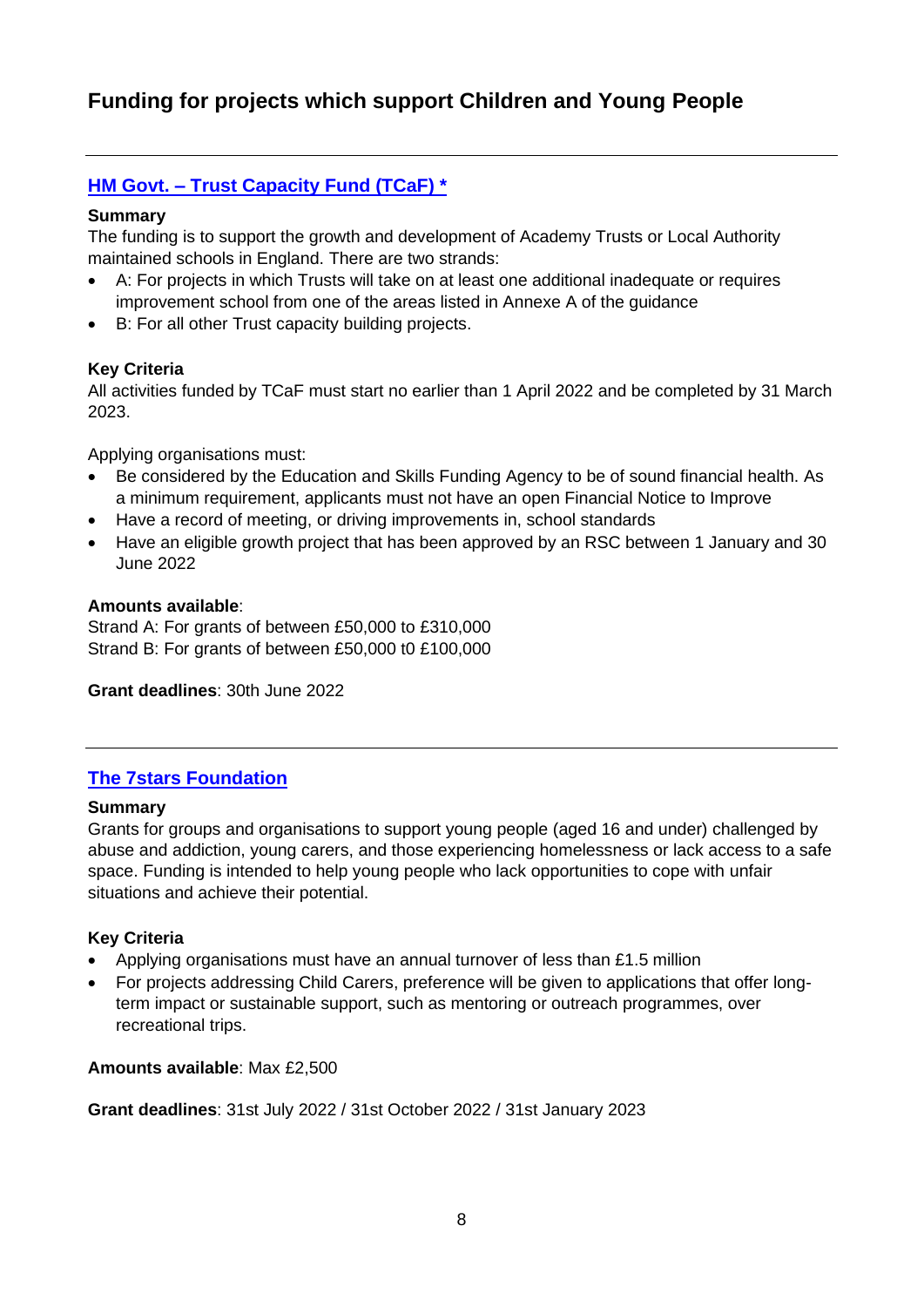# Funding for projects which support Children and Young People

---

## [HM Govt. – Trust Capacity Fund (TCaF) *]

**Summary**

The funding is to support the growth and development of Academy Trusts or Local Authority maintained schools in England. There are two strands:

- A: For projects in which Trusts will take on at least one additional inadequate or requires improvement school from one of the areas listed in Annexe A of the guidance
- B: For all other Trust capacity building projects.

**Key Criteria**

All activities funded by TCaF must start no earlier than 1 April 2022 and be completed by 31 March 2023.

Applying organisations must:

- Be considered by the Education and Skills Funding Agency to be of sound financial health. As a minimum requirement, applicants must not have an open Financial Notice to Improve
- Have a record of meeting, or driving improvements in, school standards
- Have an eligible growth project that has been approved by an RSC between 1 January and 30 June 2022

**Amounts available**:
Strand A: For grants of between £50,000 to £310,000
Strand B: For grants of between £50,000 t0 £100,000

**Grant deadlines**: 30th June 2022

---

## [The 7stars Foundation]

**Summary**

Grants for groups and organisations to support young people (aged 16 and under) challenged by abuse and addiction, young carers, and those experiencing homelessness or lack access to a safe space. Funding is intended to help young people who lack opportunities to cope with unfair situations and achieve their potential.

**Key Criteria**

- Applying organisations must have an annual turnover of less than £1.5 million
- For projects addressing Child Carers, preference will be given to applications that offer long-term impact or sustainable support, such as mentoring or outreach programmes, over recreational trips.

**Amounts available**: Max £2,500

**Grant deadlines**: 31st July 2022 / 31st October 2022 / 31st January 2023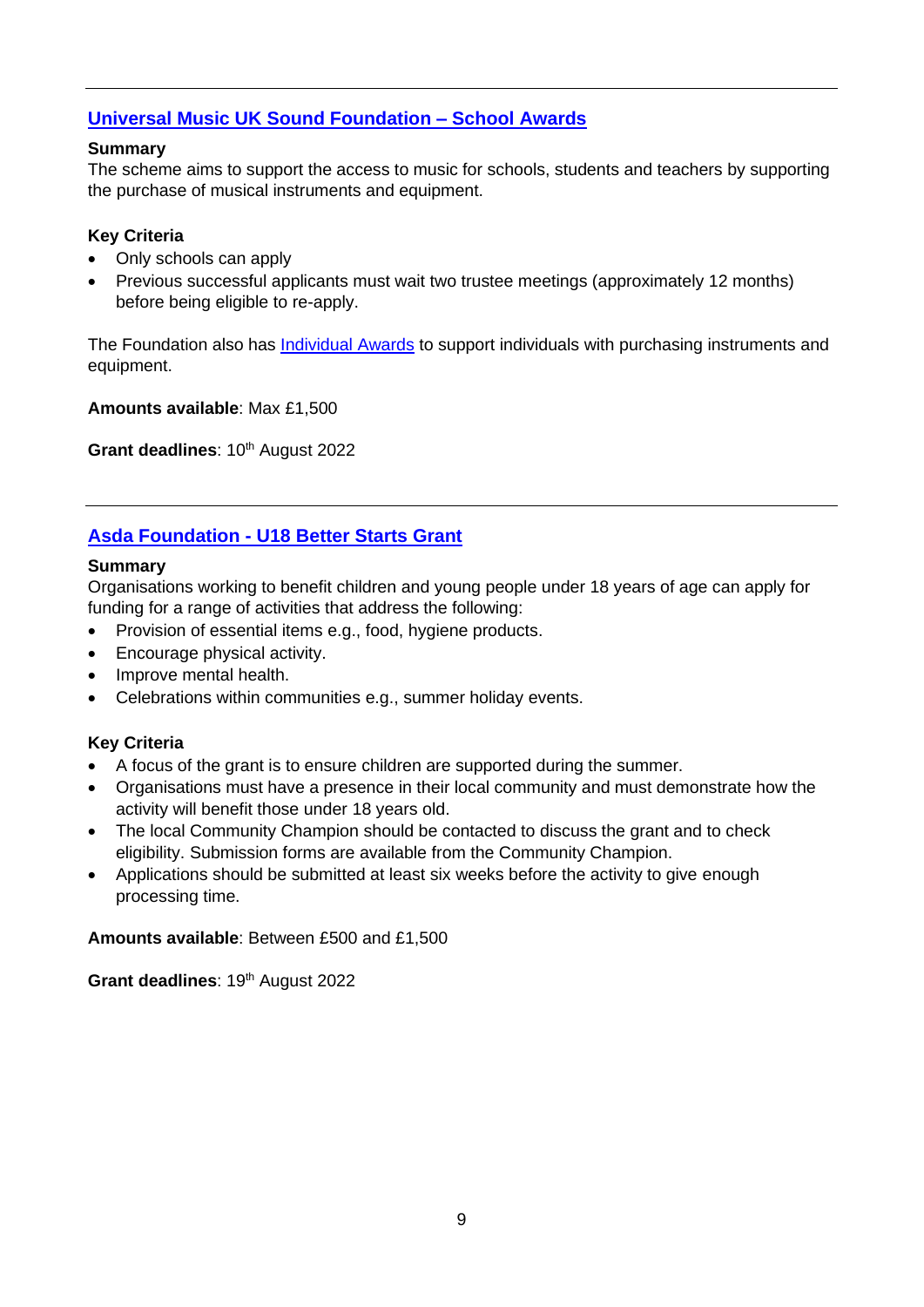---

## Universal Music UK Sound Foundation – School Awards

**Summary**
The scheme aims to support the access to music for schools, students and teachers by supporting the purchase of musical instruments and equipment.

**Key Criteria**

- Only schools can apply
- Previous successful applicants must wait two trustee meetings (approximately 12 months) before being eligible to re-apply.

The Foundation also has Individual Awards to support individuals with purchasing instruments and equipment.

**Amounts available**: Max £1,500

**Grant deadlines**: 10th August 2022

---

## Asda Foundation - U18 Better Starts Grant

**Summary**
Organisations working to benefit children and young people under 18 years of age can apply for funding for a range of activities that address the following:

- Provision of essential items e.g., food, hygiene products.
- Encourage physical activity.
- Improve mental health.
- Celebrations within communities e.g., summer holiday events.

**Key Criteria**

- A focus of the grant is to ensure children are supported during the summer.
- Organisations must have a presence in their local community and must demonstrate how the activity will benefit those under 18 years old.
- The local Community Champion should be contacted to discuss the grant and to check eligibility. Submission forms are available from the Community Champion.
- Applications should be submitted at least six weeks before the activity to give enough processing time.

**Amounts available**: Between £500 and £1,500

**Grant deadlines**: 19th August 2022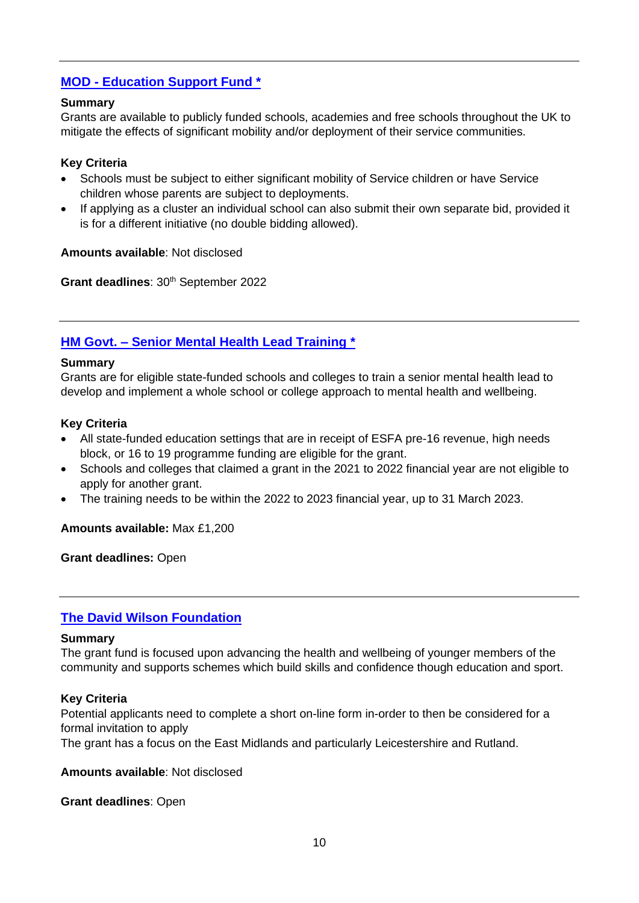---

## [MOD - Education Support Fund *]

**Summary**
Grants are available to publicly funded schools, academies and free schools throughout the UK to mitigate the effects of significant mobility and/or deployment of their service communities.

**Key Criteria**

- Schools must be subject to either significant mobility of Service children or have Service children whose parents are subject to deployments.
- If applying as a cluster an individual school can also submit their own separate bid, provided it is for a different initiative (no double bidding allowed).

**Amounts available**: Not disclosed

**Grant deadlines**: 30th September 2022

---

## [HM Govt. – Senior Mental Health Lead Training *]

**Summary**
Grants are for eligible state-funded schools and colleges to train a senior mental health lead to develop and implement a whole school or college approach to mental health and wellbeing.

**Key Criteria**

- All state-funded education settings that are in receipt of ESFA pre-16 revenue, high needs block, or 16 to 19 programme funding are eligible for the grant.
- Schools and colleges that claimed a grant in the 2021 to 2022 financial year are not eligible to apply for another grant.
- The training needs to be within the 2022 to 2023 financial year, up to 31 March 2023.

**Amounts available:** Max £1,200

**Grant deadlines:** Open

---

## [The David Wilson Foundation]

**Summary**
The grant fund is focused upon advancing the health and wellbeing of younger members of the community and supports schemes which build skills and confidence though education and sport.

**Key Criteria**
Potential applicants need to complete a short on-line form in-order to then be considered for a formal invitation to apply
The grant has a focus on the East Midlands and particularly Leicestershire and Rutland.

**Amounts available**: Not disclosed

**Grant deadlines**: Open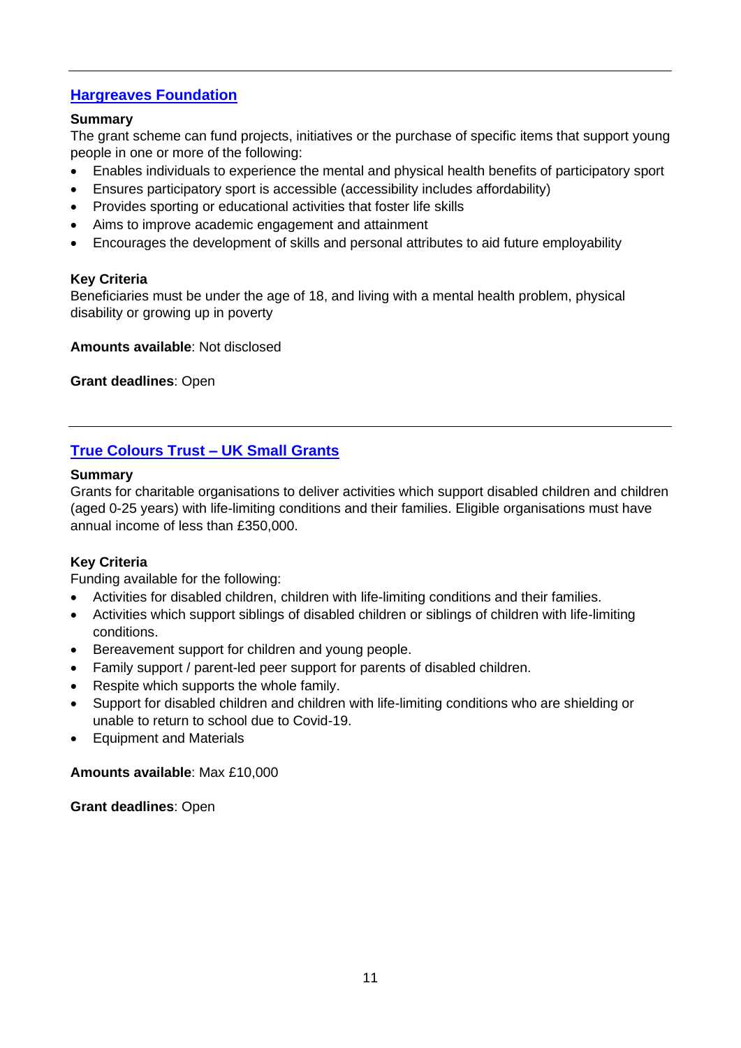---

## Hargreaves Foundation

**Summary**
The grant scheme can fund projects, initiatives or the purchase of specific items that support young people in one or more of the following:

- Enables individuals to experience the mental and physical health benefits of participatory sport
- Ensures participatory sport is accessible (accessibility includes affordability)
- Provides sporting or educational activities that foster life skills
- Aims to improve academic engagement and attainment
- Encourages the development of skills and personal attributes to aid future employability

**Key Criteria**
Beneficiaries must be under the age of 18, and living with a mental health problem, physical disability or growing up in poverty

**Amounts available**: Not disclosed

**Grant deadlines**: Open

---

## True Colours Trust – UK Small Grants

**Summary**
Grants for charitable organisations to deliver activities which support disabled children and children (aged 0-25 years) with life-limiting conditions and their families. Eligible organisations must have annual income of less than £350,000.

**Key Criteria**
Funding available for the following:

- Activities for disabled children, children with life-limiting conditions and their families.
- Activities which support siblings of disabled children or siblings of children with life-limiting conditions.
- Bereavement support for children and young people.
- Family support / parent-led peer support for parents of disabled children.
- Respite which supports the whole family.
- Support for disabled children and children with life-limiting conditions who are shielding or unable to return to school due to Covid-19.
- Equipment and Materials

**Amounts available**: Max £10,000

**Grant deadlines**: Open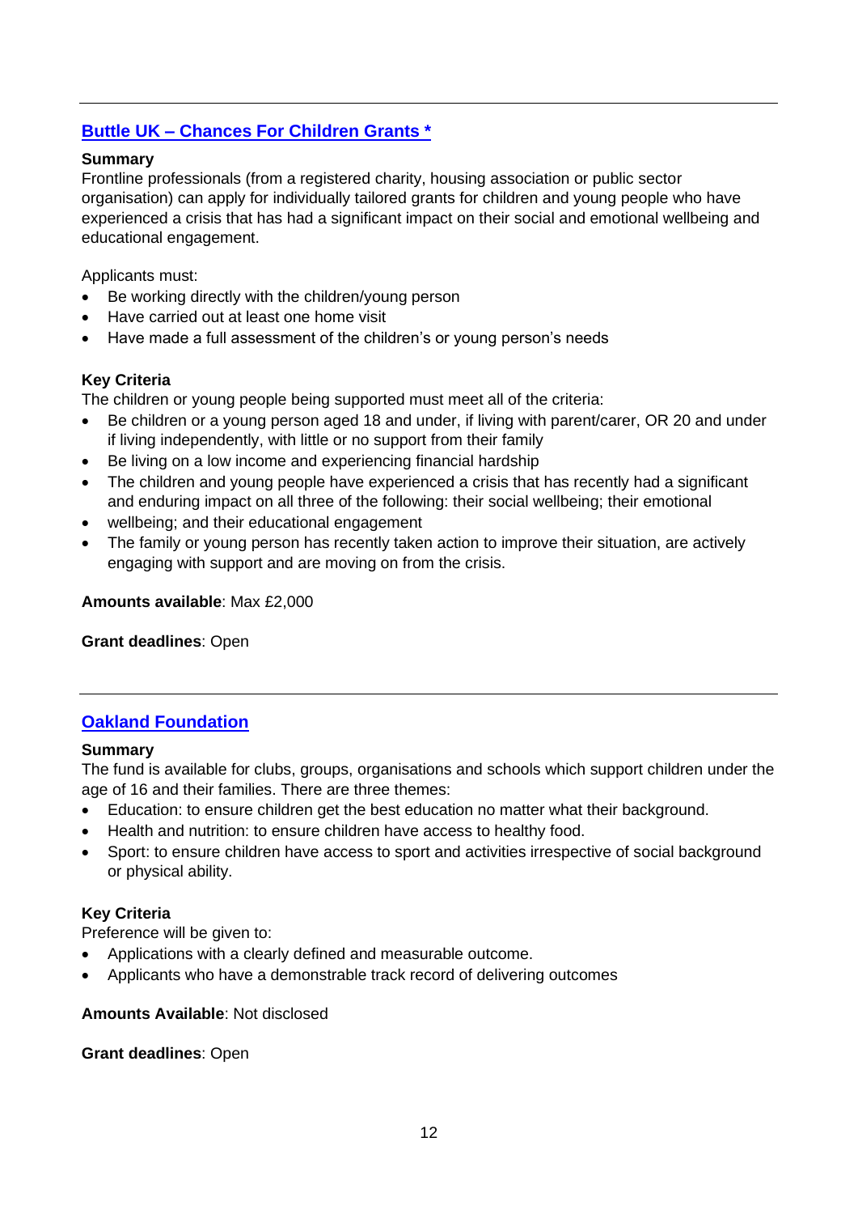---

## [Buttle UK – Chances For Children Grants *]

**Summary**
Frontline professionals (from a registered charity, housing association or public sector organisation) can apply for individually tailored grants for children and young people who have experienced a crisis that has had a significant impact on their social and emotional wellbeing and educational engagement.

Applicants must:

- Be working directly with the children/young person
- Have carried out at least one home visit
- Have made a full assessment of the children's or young person's needs

**Key Criteria**
The children or young people being supported must meet all of the criteria:

- Be children or a young person aged 18 and under, if living with parent/carer, OR 20 and under if living independently, with little or no support from their family
- Be living on a low income and experiencing financial hardship
- The children and young people have experienced a crisis that has recently had a significant and enduring impact on all three of the following: their social wellbeing; their emotional
- wellbeing; and their educational engagement
- The family or young person has recently taken action to improve their situation, are actively engaging with support and are moving on from the crisis.

**Amounts available**: Max £2,000

**Grant deadlines**: Open

---

## [Oakland Foundation]

**Summary**
The fund is available for clubs, groups, organisations and schools which support children under the age of 16 and their families. There are three themes:

- Education: to ensure children get the best education no matter what their background.
- Health and nutrition: to ensure children have access to healthy food.
- Sport: to ensure children have access to sport and activities irrespective of social background or physical ability.

**Key Criteria**
Preference will be given to:

- Applications with a clearly defined and measurable outcome.
- Applicants who have a demonstrable track record of delivering outcomes

**Amounts Available**: Not disclosed

**Grant deadlines**: Open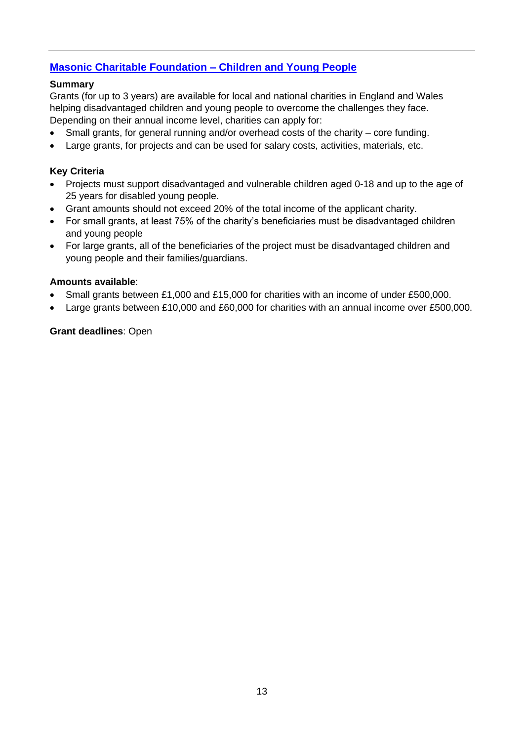## [Masonic Charitable Foundation – Children and Young People]

**Summary**

Grants (for up to 3 years) are available for local and national charities in England and Wales helping disadvantaged children and young people to overcome the challenges they face. Depending on their annual income level, charities can apply for:

- Small grants, for general running and/or overhead costs of the charity – core funding.
- Large grants, for projects and can be used for salary costs, activities, materials, etc.

**Key Criteria**

- Projects must support disadvantaged and vulnerable children aged 0-18 and up to the age of 25 years for disabled young people.
- Grant amounts should not exceed 20% of the total income of the applicant charity.
- For small grants, at least 75% of the charity's beneficiaries must be disadvantaged children and young people
- For large grants, all of the beneficiaries of the project must be disadvantaged children and young people and their families/guardians.

**Amounts available**:

- Small grants between £1,000 and £15,000 for charities with an income of under £500,000.
- Large grants between £10,000 and £60,000 for charities with an annual income over £500,000.

**Grant deadlines**: Open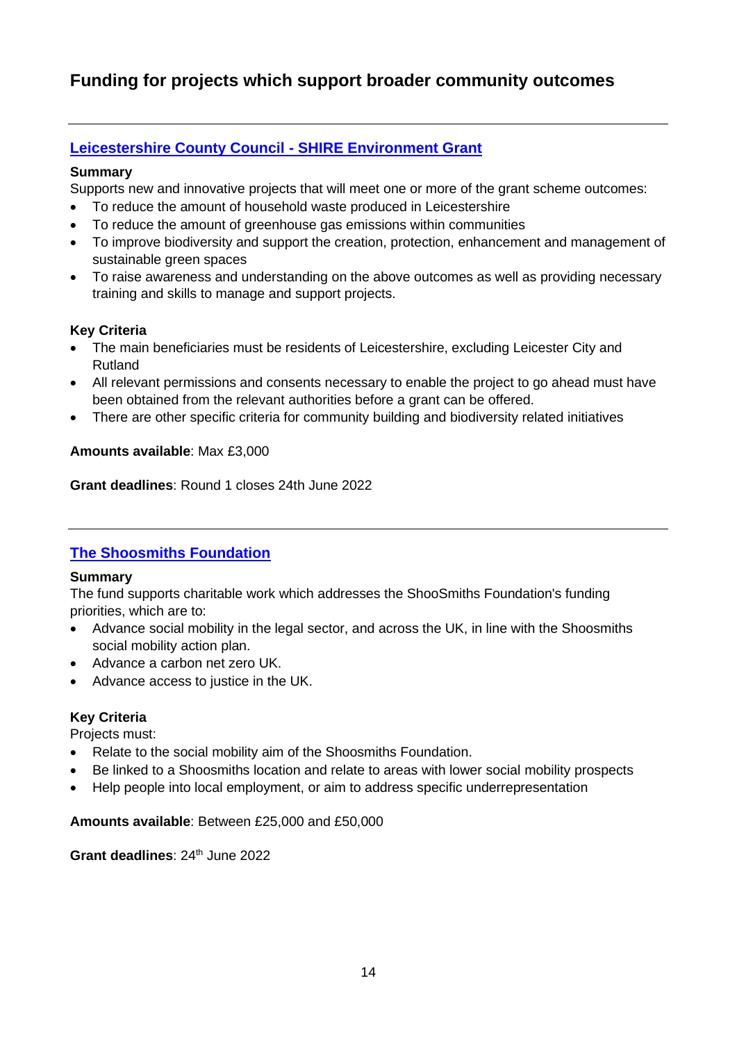# Funding for projects which support broader community outcomes

## Leicestershire County Council - SHIRE Environment Grant

**Summary**

Supports new and innovative projects that will meet one or more of the grant scheme outcomes:

- To reduce the amount of household waste produced in Leicestershire
- To reduce the amount of greenhouse gas emissions within communities
- To improve biodiversity and support the creation, protection, enhancement and management of sustainable green spaces
- To raise awareness and understanding on the above outcomes as well as providing necessary training and skills to manage and support projects.

**Key Criteria**

- The main beneficiaries must be residents of Leicestershire, excluding Leicester City and Rutland
- All relevant permissions and consents necessary to enable the project to go ahead must have been obtained from the relevant authorities before a grant can be offered.
- There are other specific criteria for community building and biodiversity related initiatives

**Amounts available**: Max £3,000

**Grant deadlines**: Round 1 closes 24th June 2022

## The Shoosmiths Foundation

**Summary**

The fund supports charitable work which addresses the ShooSmiths Foundation's funding priorities, which are to:

- Advance social mobility in the legal sector, and across the UK, in line with the Shoosmiths social mobility action plan.
- Advance a carbon net zero UK.
- Advance access to justice in the UK.

**Key Criteria**

Projects must:

- Relate to the social mobility aim of the Shoosmiths Foundation.
- Be linked to a Shoosmiths location and relate to areas with lower social mobility prospects
- Help people into local employment, or aim to address specific underrepresentation

**Amounts available**: Between £25,000 and £50,000

**Grant deadlines**: 24th June 2022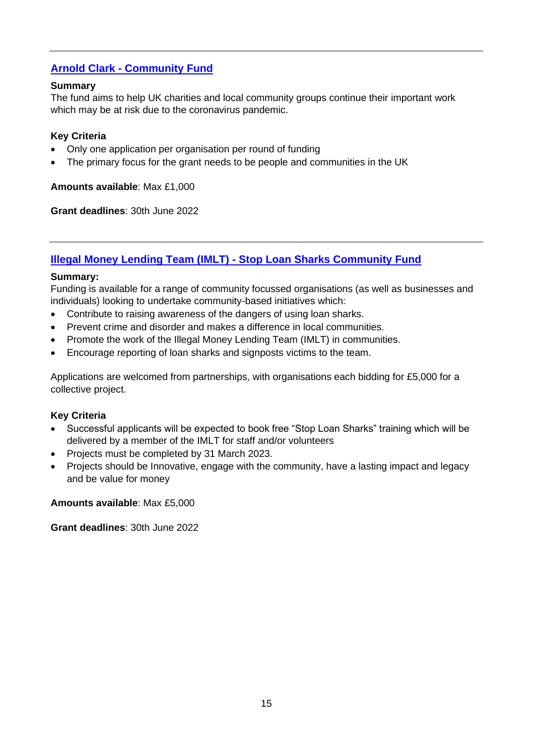---

## Arnold Clark - Community Fund

**Summary**
The fund aims to help UK charities and local community groups continue their important work which may be at risk due to the coronavirus pandemic.

**Key Criteria**

- Only one application per organisation per round of funding
- The primary focus for the grant needs to be people and communities in the UK

**Amounts available**: Max £1,000

**Grant deadlines**: 30th June 2022

---

## Illegal Money Lending Team (IMLT) - Stop Loan Sharks Community Fund

**Summary:**
Funding is available for a range of community focussed organisations (as well as businesses and individuals) looking to undertake community-based initiatives which:

- Contribute to raising awareness of the dangers of using loan sharks.
- Prevent crime and disorder and makes a difference in local communities.
- Promote the work of the Illegal Money Lending Team (IMLT) in communities.
- Encourage reporting of loan sharks and signposts victims to the team.

Applications are welcomed from partnerships, with organisations each bidding for £5,000 for a collective project.

**Key Criteria**

- Successful applicants will be expected to book free "Stop Loan Sharks" training which will be delivered by a member of the IMLT for staff and/or volunteers
- Projects must be completed by 31 March 2023.
- Projects should be Innovative, engage with the community, have a lasting impact and legacy and be value for money

**Amounts available**: Max £5,000

**Grant deadlines**: 30th June 2022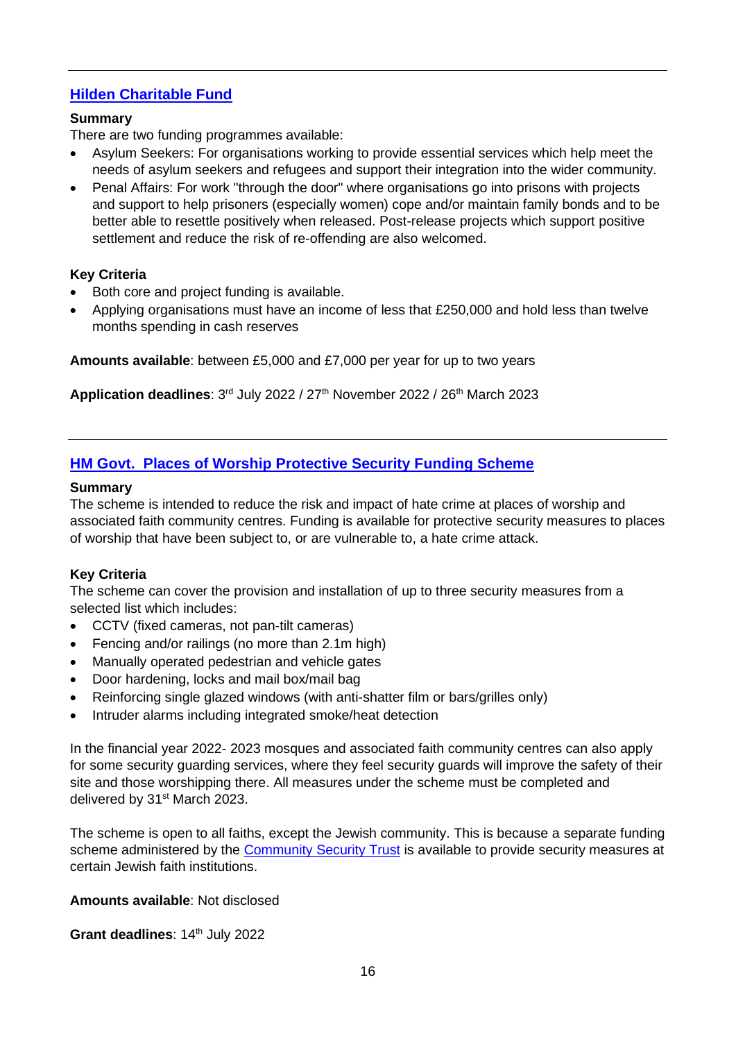---

## [Hilden Charitable Fund]

**Summary**

There are two funding programmes available:

- Asylum Seekers: For organisations working to provide essential services which help meet the needs of asylum seekers and refugees and support their integration into the wider community.
- Penal Affairs: For work "through the door" where organisations go into prisons with projects and support to help prisoners (especially women) cope and/or maintain family bonds and to be better able to resettle positively when released. Post-release projects which support positive settlement and reduce the risk of re-offending are also welcomed.

**Key Criteria**

- Both core and project funding is available.
- Applying organisations must have an income of less that £250,000 and hold less than twelve months spending in cash reserves

**Amounts available**: between £5,000 and £7,000 per year for up to two years

**Application deadlines**: 3rd July 2022 / 27th November 2022 / 26th March 2023

---

## [HM Govt. Places of Worship Protective Security Funding Scheme]

**Summary**

The scheme is intended to reduce the risk and impact of hate crime at places of worship and associated faith community centres. Funding is available for protective security measures to places of worship that have been subject to, or are vulnerable to, a hate crime attack.

**Key Criteria**

The scheme can cover the provision and installation of up to three security measures from a selected list which includes:

- CCTV (fixed cameras, not pan-tilt cameras)
- Fencing and/or railings (no more than 2.1m high)
- Manually operated pedestrian and vehicle gates
- Door hardening, locks and mail box/mail bag
- Reinforcing single glazed windows (with anti-shatter film or bars/grilles only)
- Intruder alarms including integrated smoke/heat detection

In the financial year 2022- 2023 mosques and associated faith community centres can also apply for some security guarding services, where they feel security guards will improve the safety of their site and those worshipping there. All measures under the scheme must be completed and delivered by 31st March 2023.

The scheme is open to all faiths, except the Jewish community. This is because a separate funding scheme administered by the [Community Security Trust] is available to provide security measures at certain Jewish faith institutions.

**Amounts available**: Not disclosed

**Grant deadlines**: 14th July 2022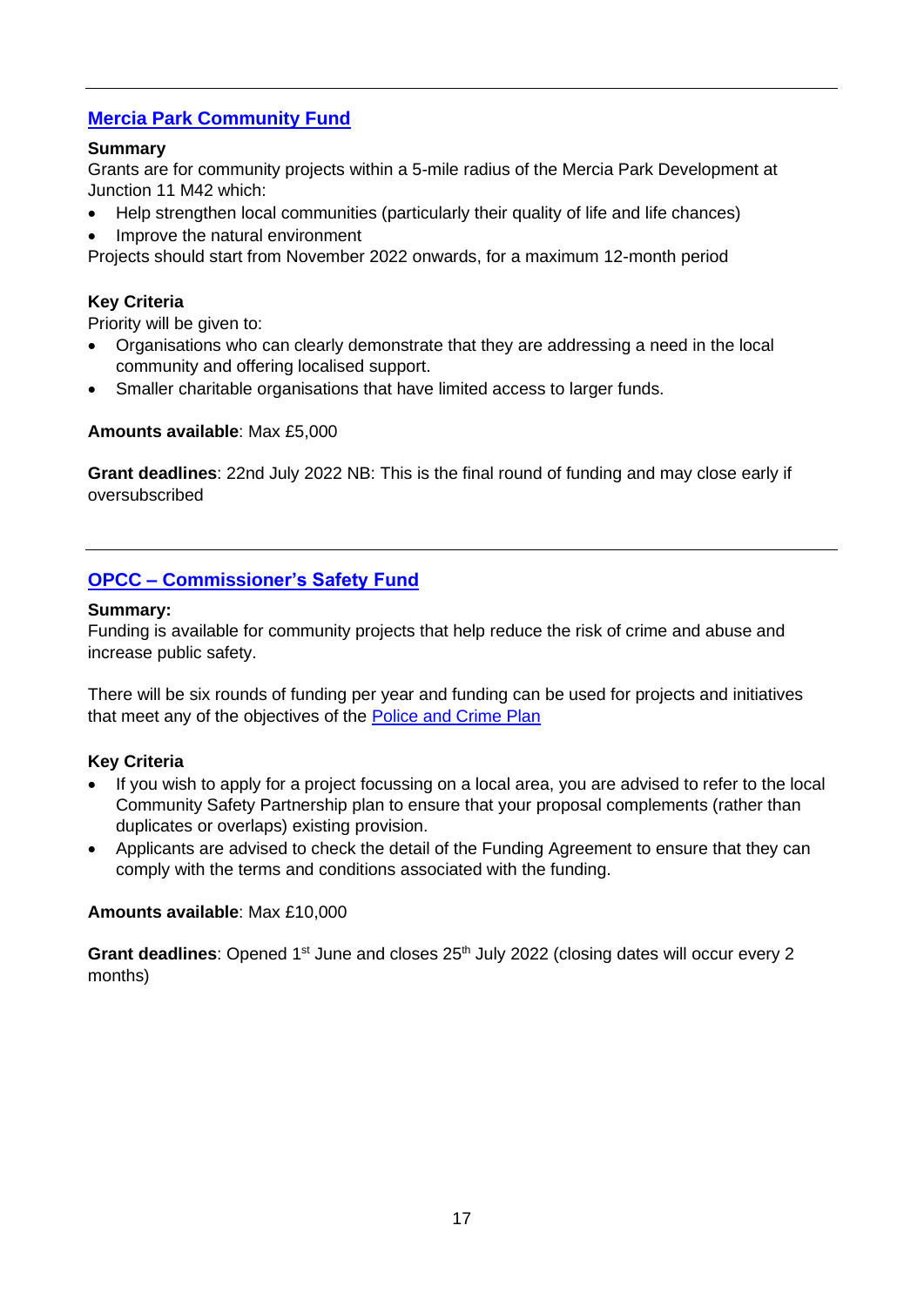---

## Mercia Park Community Fund

**Summary**

Grants are for community projects within a 5-mile radius of the Mercia Park Development at Junction 11 M42 which:

- Help strengthen local communities (particularly their quality of life and life chances)
- Improve the natural environment

Projects should start from November 2022 onwards, for a maximum 12-month period

**Key Criteria**

Priority will be given to:

- Organisations who can clearly demonstrate that they are addressing a need in the local community and offering localised support.
- Smaller charitable organisations that have limited access to larger funds.

**Amounts available**: Max £5,000

**Grant deadlines**: 22nd July 2022 NB: This is the final round of funding and may close early if oversubscribed

---

## OPCC – Commissioner's Safety Fund

**Summary:**

Funding is available for community projects that help reduce the risk of crime and abuse and increase public safety.

There will be six rounds of funding per year and funding can be used for projects and initiatives that meet any of the objectives of the Police and Crime Plan

**Key Criteria**

- If you wish to apply for a project focussing on a local area, you are advised to refer to the local Community Safety Partnership plan to ensure that your proposal complements (rather than duplicates or overlaps) existing provision.
- Applicants are advised to check the detail of the Funding Agreement to ensure that they can comply with the terms and conditions associated with the funding.

**Amounts available**: Max £10,000

**Grant deadlines**: Opened 1st June and closes 25th July 2022 (closing dates will occur every 2 months)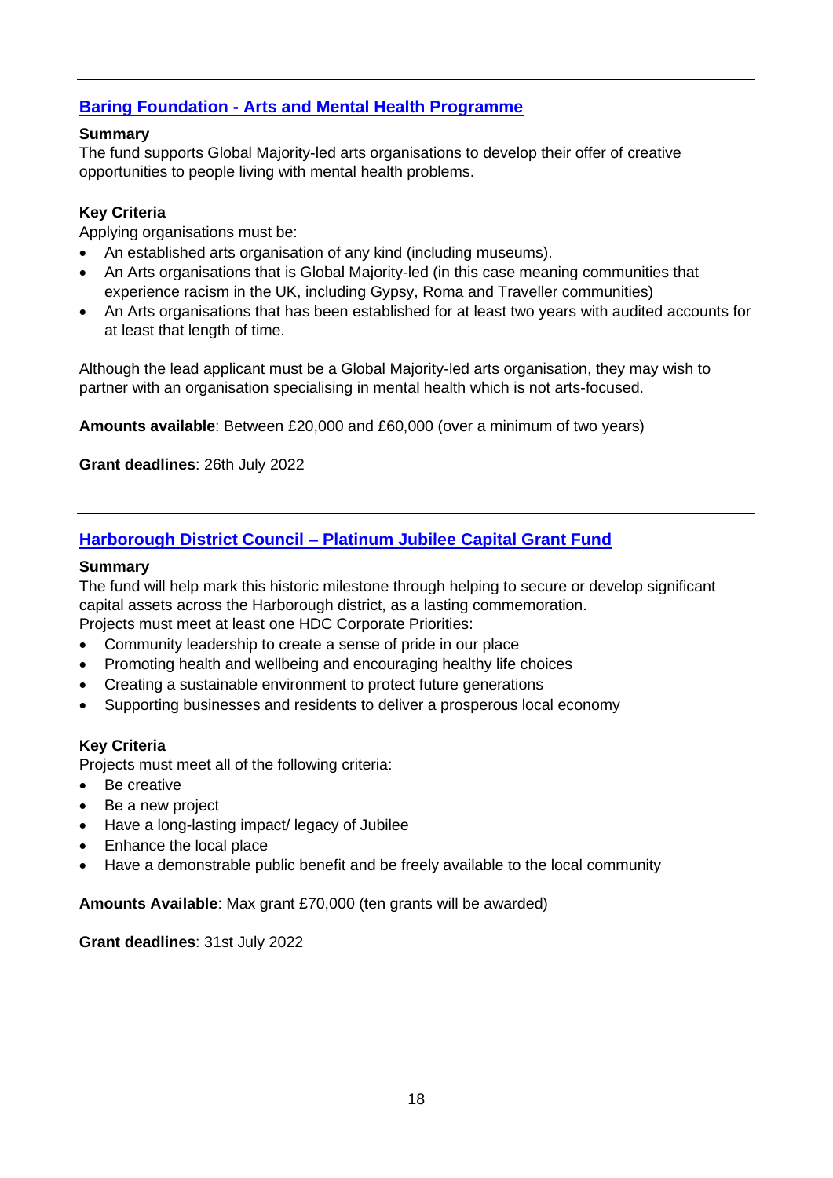---

## [Baring Foundation - Arts and Mental Health Programme]

**Summary**
The fund supports Global Majority-led arts organisations to develop their offer of creative opportunities to people living with mental health problems.

**Key Criteria**
Applying organisations must be:

- An established arts organisation of any kind (including museums).
- An Arts organisations that is Global Majority-led (in this case meaning communities that experience racism in the UK, including Gypsy, Roma and Traveller communities)
- An Arts organisations that has been established for at least two years with audited accounts for at least that length of time.

Although the lead applicant must be a Global Majority-led arts organisation, they may wish to partner with an organisation specialising in mental health which is not arts-focused.

**Amounts available**: Between £20,000 and £60,000 (over a minimum of two years)

**Grant deadlines**: 26th July 2022

---

## [Harborough District Council – Platinum Jubilee Capital Grant Fund]

**Summary**
The fund will help mark this historic milestone through helping to secure or develop significant capital assets across the Harborough district, as a lasting commemoration.
Projects must meet at least one HDC Corporate Priorities:

- Community leadership to create a sense of pride in our place
- Promoting health and wellbeing and encouraging healthy life choices
- Creating a sustainable environment to protect future generations
- Supporting businesses and residents to deliver a prosperous local economy

**Key Criteria**
Projects must meet all of the following criteria:

- Be creative
- Be a new project
- Have a long-lasting impact/ legacy of Jubilee
- Enhance the local place
- Have a demonstrable public benefit and be freely available to the local community

**Amounts Available**: Max grant £70,000 (ten grants will be awarded)

**Grant deadlines**: 31st July 2022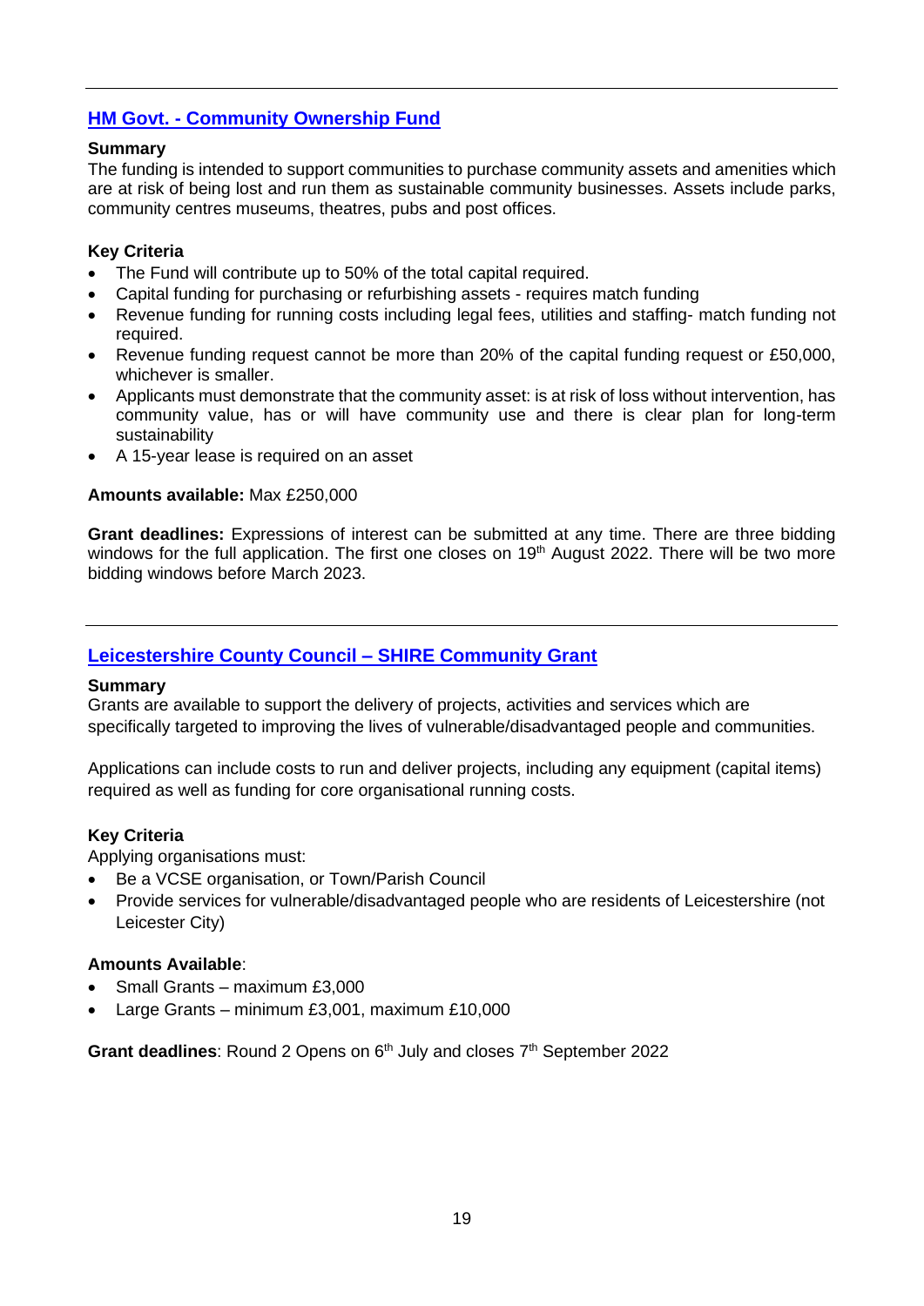---

## [HM Govt. - Community Ownership Fund]

**Summary**
The funding is intended to support communities to purchase community assets and amenities which are at risk of being lost and run them as sustainable community businesses. Assets include parks, community centres museums, theatres, pubs and post offices.

**Key Criteria**

- The Fund will contribute up to 50% of the total capital required.
- Capital funding for purchasing or refurbishing assets - requires match funding
- Revenue funding for running costs including legal fees, utilities and staffing- match funding not required.
- Revenue funding request cannot be more than 20% of the capital funding request or £50,000, whichever is smaller.
- Applicants must demonstrate that the community asset: is at risk of loss without intervention, has community value, has or will have community use and there is clear plan for long-term sustainability
- A 15-year lease is required on an asset

**Amounts available:** Max £250,000

**Grant deadlines:** Expressions of interest can be submitted at any time. There are three bidding windows for the full application. The first one closes on 19th August 2022. There will be two more bidding windows before March 2023.

---

## [Leicestershire County Council – SHIRE Community Grant]

**Summary**
Grants are available to support the delivery of projects, activities and services which are specifically targeted to improving the lives of vulnerable/disadvantaged people and communities.

Applications can include costs to run and deliver projects, including any equipment (capital items) required as well as funding for core organisational running costs.

**Key Criteria**
Applying organisations must:

- Be a VCSE organisation, or Town/Parish Council
- Provide services for vulnerable/disadvantaged people who are residents of Leicestershire (not Leicester City)

**Amounts Available**:

- Small Grants – maximum £3,000
- Large Grants – minimum £3,001, maximum £10,000

**Grant deadlines**: Round 2 Opens on 6th July and closes 7th September 2022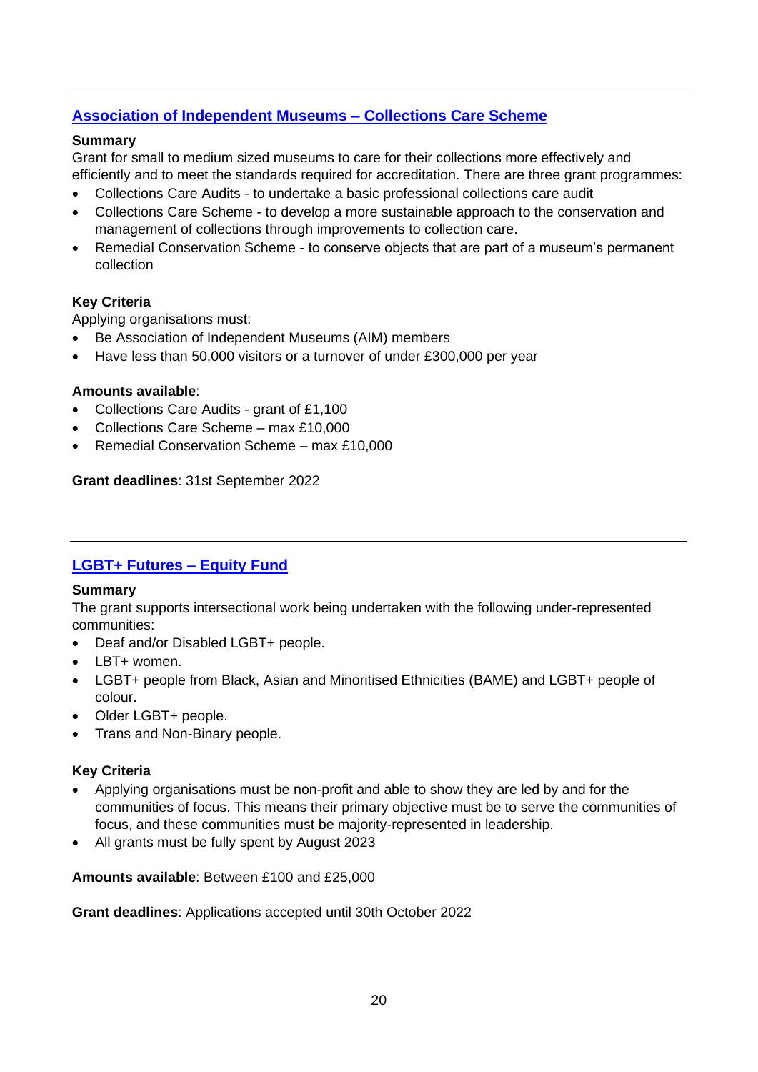---

## [Association of Independent Museums – Collections Care Scheme]

**Summary**
Grant for small to medium sized museums to care for their collections more effectively and efficiently and to meet the standards required for accreditation. There are three grant programmes:

- Collections Care Audits - to undertake a basic professional collections care audit
- Collections Care Scheme - to develop a more sustainable approach to the conservation and management of collections through improvements to collection care.
- Remedial Conservation Scheme - to conserve objects that are part of a museum's permanent collection

**Key Criteria**
Applying organisations must:

- Be Association of Independent Museums (AIM) members
- Have less than 50,000 visitors or a turnover of under £300,000 per year

**Amounts available**:

- Collections Care Audits - grant of £1,100
- Collections Care Scheme – max £10,000
- Remedial Conservation Scheme – max £10,000

**Grant deadlines**: 31st September 2022

---

## [LGBT+ Futures – Equity Fund]

**Summary**
The grant supports intersectional work being undertaken with the following under-represented communities:

- Deaf and/or Disabled LGBT+ people.
- LBT+ women.
- LGBT+ people from Black, Asian and Minoritised Ethnicities (BAME) and LGBT+ people of colour.
- Older LGBT+ people.
- Trans and Non-Binary people.

**Key Criteria**

- Applying organisations must be non-profit and able to show they are led by and for the communities of focus. This means their primary objective must be to serve the communities of focus, and these communities must be majority-represented in leadership.
- All grants must be fully spent by August 2023

**Amounts available**: Between £100 and £25,000

**Grant deadlines**: Applications accepted until 30th October 2022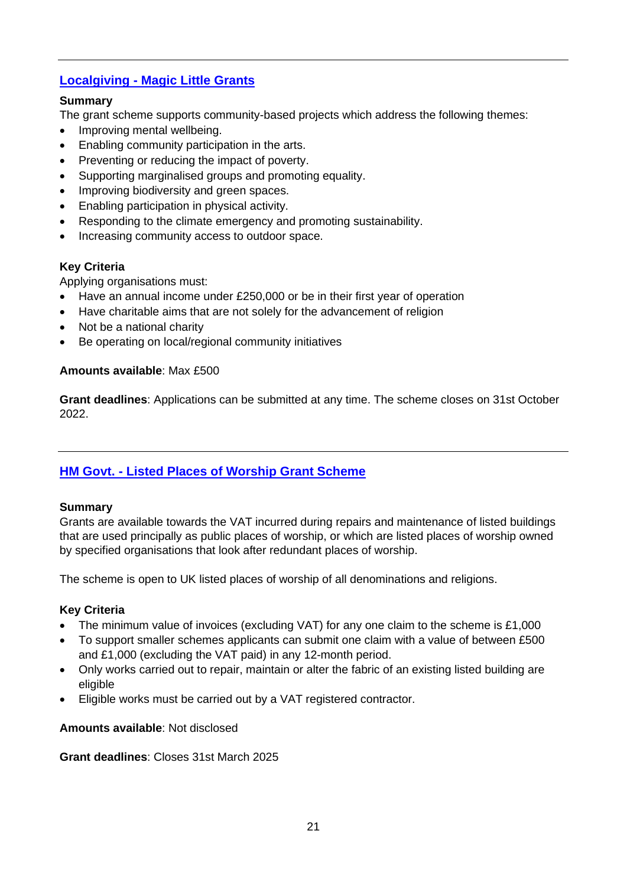---

## Localgiving - Magic Little Grants

**Summary**

The grant scheme supports community-based projects which address the following themes:

- Improving mental wellbeing.
- Enabling community participation in the arts.
- Preventing or reducing the impact of poverty.
- Supporting marginalised groups and promoting equality.
- Improving biodiversity and green spaces.
- Enabling participation in physical activity.
- Responding to the climate emergency and promoting sustainability.
- Increasing community access to outdoor space.

**Key Criteria**

Applying organisations must:

- Have an annual income under £250,000 or be in their first year of operation
- Have charitable aims that are not solely for the advancement of religion
- Not be a national charity
- Be operating on local/regional community initiatives

**Amounts available**: Max £500

**Grant deadlines**: Applications can be submitted at any time. The scheme closes on 31st October 2022.

---

## HM Govt. - Listed Places of Worship Grant Scheme

**Summary**

Grants are available towards the VAT incurred during repairs and maintenance of listed buildings that are used principally as public places of worship, or which are listed places of worship owned by specified organisations that look after redundant places of worship.

The scheme is open to UK listed places of worship of all denominations and religions.

**Key Criteria**

- The minimum value of invoices (excluding VAT) for any one claim to the scheme is £1,000
- To support smaller schemes applicants can submit one claim with a value of between £500 and £1,000 (excluding the VAT paid) in any 12-month period.
- Only works carried out to repair, maintain or alter the fabric of an existing listed building are eligible
- Eligible works must be carried out by a VAT registered contractor.

**Amounts available**: Not disclosed

**Grant deadlines**: Closes 31st March 2025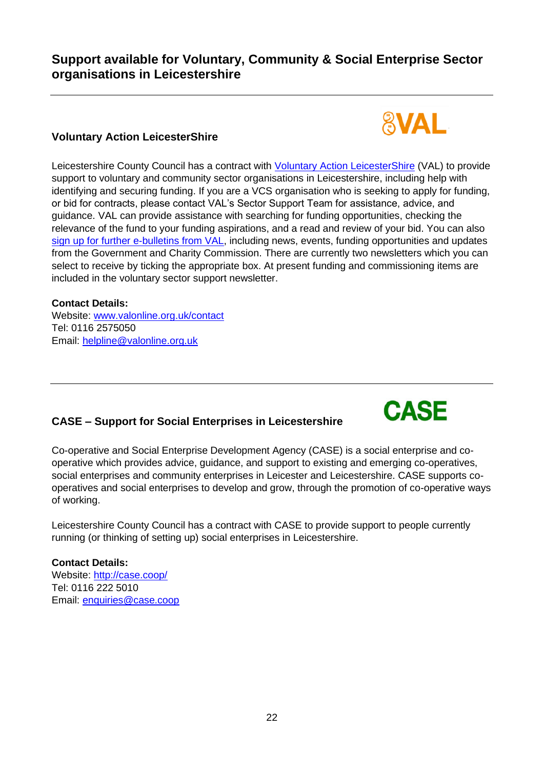## Support available for Voluntary, Community & Social Enterprise Sector organisations in Leicestershire

### Voluntary Action LeicesterShire

Leicestershire County Council has a contract with Voluntary Action LeicesterShire (VAL) to provide support to voluntary and community sector organisations in Leicestershire, including help with identifying and securing funding. If you are a VCS organisation who is seeking to apply for funding, or bid for contracts, please contact VAL's Sector Support Team for assistance, advice, and guidance. VAL can provide assistance with searching for funding opportunities, checking the relevance of the fund to your funding aspirations, and a read and review of your bid. You can also sign up for further e-bulletins from VAL, including news, events, funding opportunities and updates from the Government and Charity Commission. There are currently two newsletters which you can select to receive by ticking the appropriate box. At present funding and commissioning items are included in the voluntary sector support newsletter.

**Contact Details:**
Website: www.valonline.org.uk/contact
Tel: 0116 2575050
Email: helpline@valonline.org.uk

### CASE – Support for Social Enterprises in Leicestershire

Co-operative and Social Enterprise Development Agency (CASE) is a social enterprise and co-operative which provides advice, guidance, and support to existing and emerging co-operatives, social enterprises and community enterprises in Leicester and Leicestershire. CASE supports co-operatives and social enterprises to develop and grow, through the promotion of co-operative ways of working.

Leicestershire County Council has a contract with CASE to provide support to people currently running (or thinking of setting up) social enterprises in Leicestershire.

**Contact Details:**
Website: http://case.coop/
Tel: 0116 222 5010
Email: enquiries@case.coop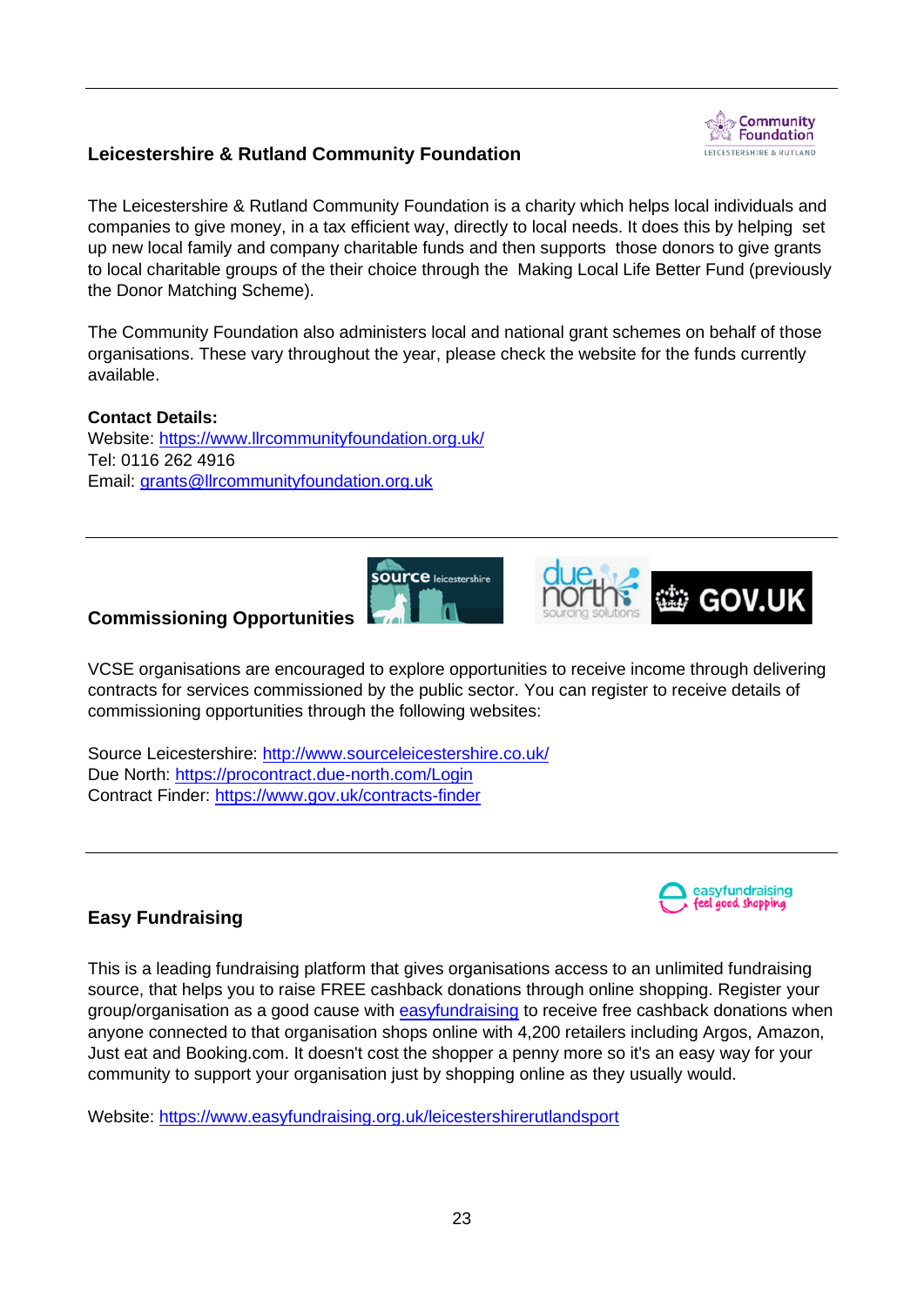---

## Leicestershire & Rutland Community Foundation

The Leicestershire & Rutland Community Foundation is a charity which helps local individuals and companies to give money, in a tax efficient way, directly to local needs. It does this by helping set up new local family and company charitable funds and then supports those donors to give grants to local charitable groups of the their choice through the Making Local Life Better Fund (previously the Donor Matching Scheme).

The Community Foundation also administers local and national grant schemes on behalf of those organisations. These vary throughout the year, please check the website for the funds currently available.

**Contact Details:**
Website: https://www.llrcommunityfoundation.org.uk/
Tel: 0116 262 4916
Email: grants@llrcommunityfoundation.org.uk

---

## Commissioning Opportunities

VCSE organisations are encouraged to explore opportunities to receive income through delivering contracts for services commissioned by the public sector. You can register to receive details of commissioning opportunities through the following websites:

Source Leicestershire: http://www.sourceleicestershire.co.uk/
Due North: https://procontract.due-north.com/Login
Contract Finder: https://www.gov.uk/contracts-finder

---

## Easy Fundraising

This is a leading fundraising platform that gives organisations access to an unlimited fundraising source, that helps you to raise FREE cashback donations through online shopping. Register your group/organisation as a good cause with easyfundraising to receive free cashback donations when anyone connected to that organisation shops online with 4,200 retailers including Argos, Amazon, Just eat and Booking.com. It doesn't cost the shopper a penny more so it's an easy way for your community to support your organisation just by shopping online as they usually would.

Website: https://www.easyfundraising.org.uk/leicestershirerutlandsport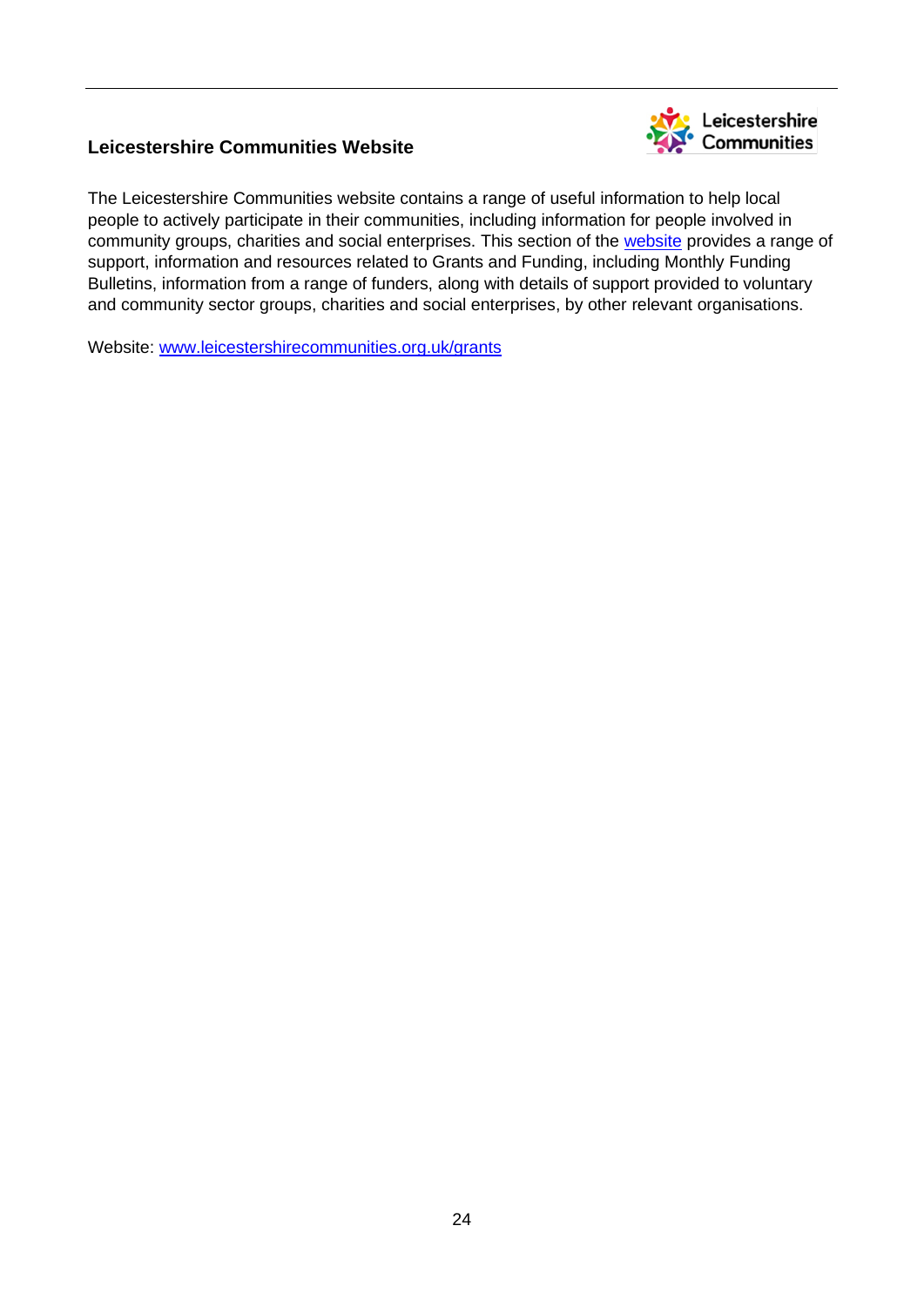### Leicestershire Communities Website

The Leicestershire Communities website contains a range of useful information to help local people to actively participate in their communities, including information for people involved in community groups, charities and social enterprises. This section of the website provides a range of support, information and resources related to Grants and Funding, including Monthly Funding Bulletins, information from a range of funders, along with details of support provided to voluntary and community sector groups, charities and social enterprises, by other relevant organisations.

Website: www.leicestershirecommunities.org.uk/grants